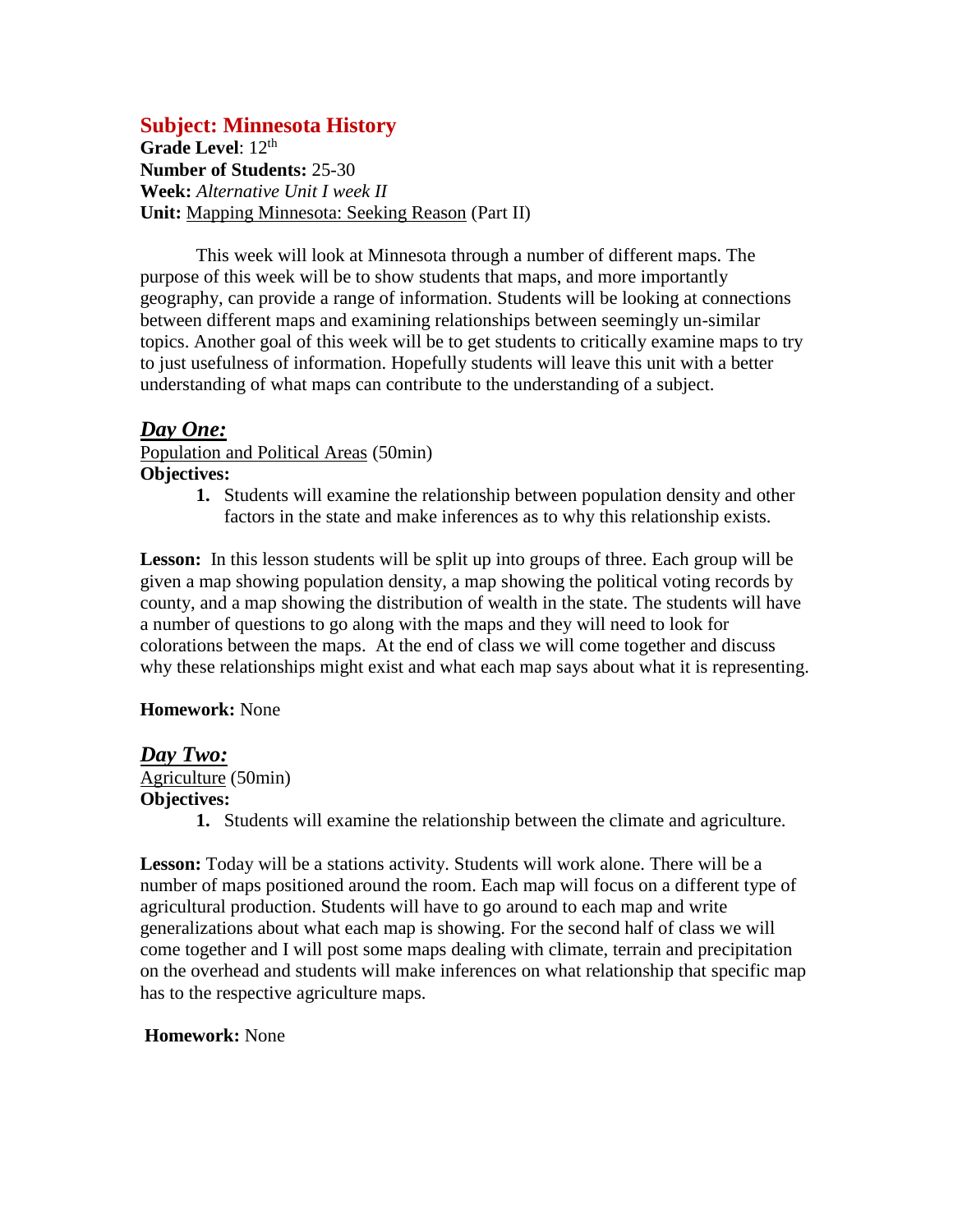# Subject: Minnesota History

**Grade Level**: 12th
**Number of Students:** 25-30
**Week:** *Alternative Unit I week II*
**Unit:** Mapping Minnesota: Seeking Reason (Part II)

This week will look at Minnesota through a number of different maps. The purpose of this week will be to show students that maps, and more importantly geography, can provide a range of information. Students will be looking at connections between different maps and examining relationships between seemingly un-similar topics. Another goal of this week will be to get students to critically examine maps to try to just usefulness of information. Hopefully students will leave this unit with a better understanding of what maps can contribute to the understanding of a subject.

## *Day One:*

Population and Political Areas (50min)

**Objectives:**

1. Students will examine the relationship between population density and other factors in the state and make inferences as to why this relationship exists.

**Lesson:** In this lesson students will be split up into groups of three. Each group will be given a map showing population density, a map showing the political voting records by county, and a map showing the distribution of wealth in the state. The students will have a number of questions to go along with the maps and they will need to look for colorations between the maps. At the end of class we will come together and discuss why these relationships might exist and what each map says about what it is representing.

**Homework:** None

## *Day Two:*

Agriculture (50min)

**Objectives:**

1. Students will examine the relationship between the climate and agriculture.

**Lesson:** Today will be a stations activity. Students will work alone. There will be a number of maps positioned around the room. Each map will focus on a different type of agricultural production. Students will have to go around to each map and write generalizations about what each map is showing. For the second half of class we will come together and I will post some maps dealing with climate, terrain and precipitation on the overhead and students will make inferences on what relationship that specific map has to the respective agriculture maps.

**Homework:** None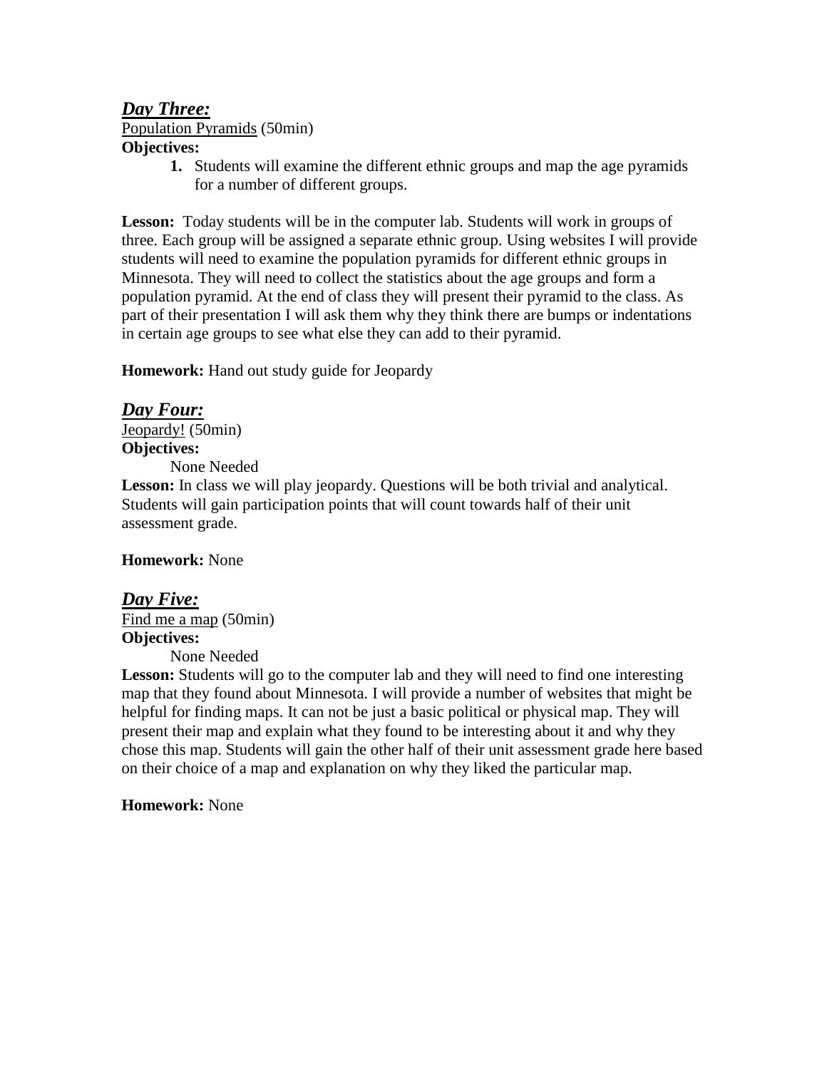## ***Day Three:***

Population Pyramids (50min)

**Objectives:**

1. Students will examine the different ethnic groups and map the age pyramids for a number of different groups.

**Lesson:** Today students will be in the computer lab. Students will work in groups of three. Each group will be assigned a separate ethnic group. Using websites I will provide students will need to examine the population pyramids for different ethnic groups in Minnesota. They will need to collect the statistics about the age groups and form a population pyramid. At the end of class they will present their pyramid to the class. As part of their presentation I will ask them why they think there are bumps or indentations in certain age groups to see what else they can add to their pyramid.

**Homework:** Hand out study guide for Jeopardy

## ***Day Four:***

Jeopardy! (50min)

**Objectives:**

None Needed

**Lesson:** In class we will play jeopardy. Questions will be both trivial and analytical. Students will gain participation points that will count towards half of their unit assessment grade.

**Homework:** None

## ***Day Five:***

Find me a map (50min)

**Objectives:**

None Needed

**Lesson:** Students will go to the computer lab and they will need to find one interesting map that they found about Minnesota. I will provide a number of websites that might be helpful for finding maps. It can not be just a basic political or physical map. They will present their map and explain what they found to be interesting about it and why they chose this map. Students will gain the other half of their unit assessment grade here based on their choice of a map and explanation on why they liked the particular map.

**Homework:** None